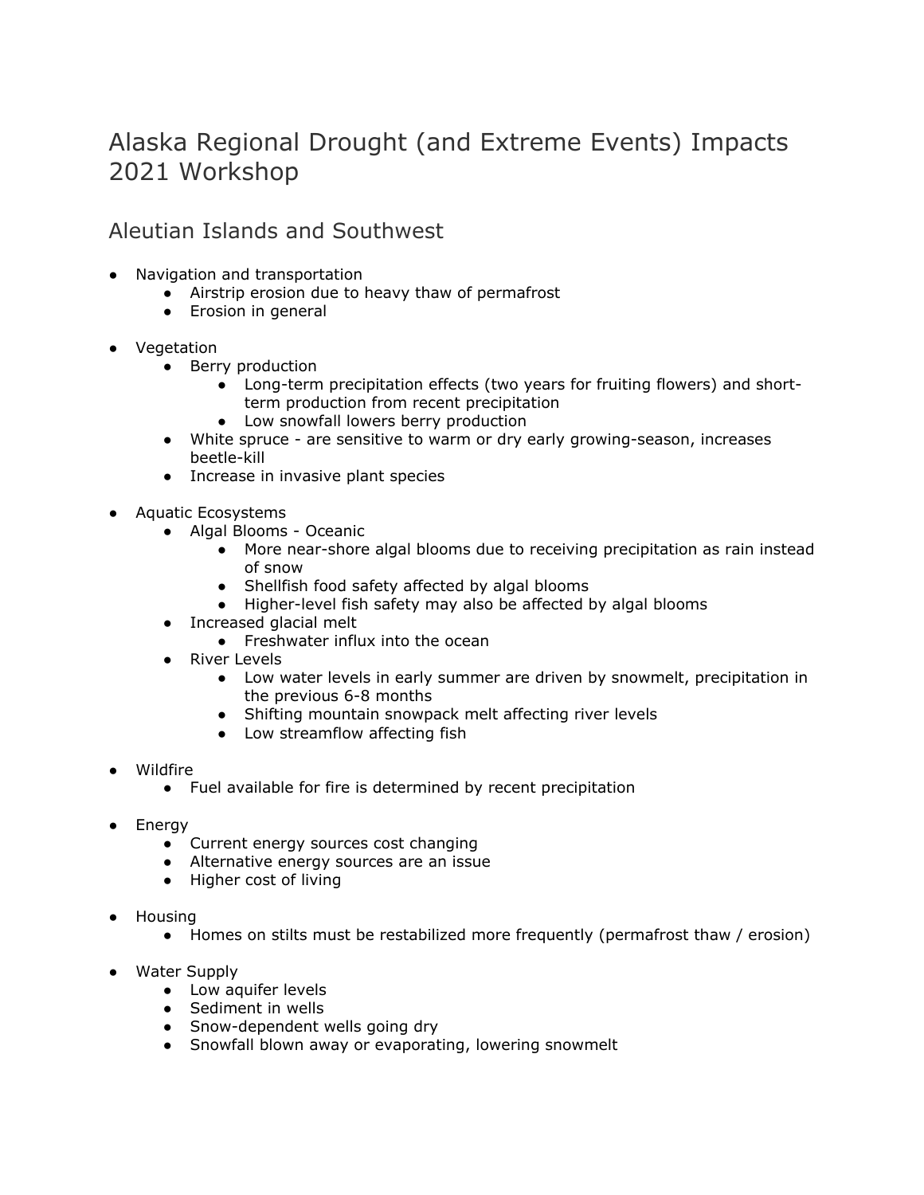# Alaska Regional Drought (and Extreme Events) Impacts 2021 Workshop

## Aleutian Islands and Southwest

- Navigation and transportation
  - Airstrip erosion due to heavy thaw of permafrost
  - Erosion in general

- Vegetation
  - Berry production
    - Long-term precipitation effects (two years for fruiting flowers) and short-term production from recent precipitation
    - Low snowfall lowers berry production
  - White spruce - are sensitive to warm or dry early growing-season, increases beetle-kill
  - Increase in invasive plant species

- Aquatic Ecosystems
  - Algal Blooms - Oceanic
    - More near-shore algal blooms due to receiving precipitation as rain instead of snow
    - Shellfish food safety affected by algal blooms
    - Higher-level fish safety may also be affected by algal blooms
  - Increased glacial melt
    - Freshwater influx into the ocean
  - River Levels
    - Low water levels in early summer are driven by snowmelt, precipitation in the previous 6-8 months
    - Shifting mountain snowpack melt affecting river levels
    - Low streamflow affecting fish

- Wildfire
  - Fuel available for fire is determined by recent precipitation

- Energy
  - Current energy sources cost changing
  - Alternative energy sources are an issue
  - Higher cost of living

- Housing
  - Homes on stilts must be restabilized more frequently (permafrost thaw / erosion)

- Water Supply
  - Low aquifer levels
  - Sediment in wells
  - Snow-dependent wells going dry
  - Snowfall blown away or evaporating, lowering snowmelt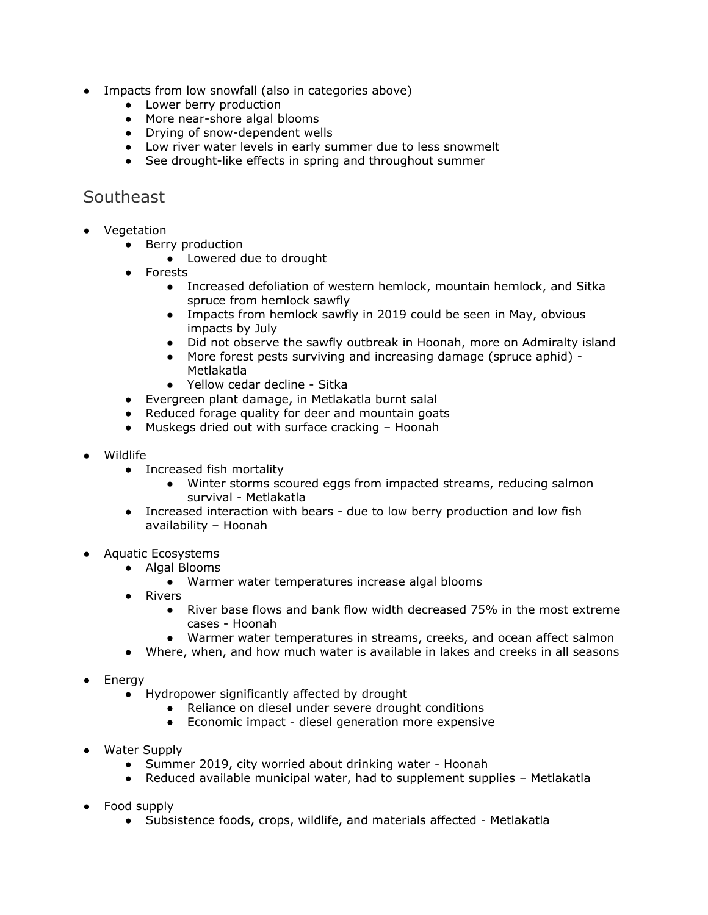- Impacts from low snowfall (also in categories above)
  - Lower berry production
  - More near-shore algal blooms
  - Drying of snow-dependent wells
  - Low river water levels in early summer due to less snowmelt
  - See drought-like effects in spring and throughout summer

## Southeast

- Vegetation
  - Berry production
    - Lowered due to drought
  - Forests
    - Increased defoliation of western hemlock, mountain hemlock, and Sitka spruce from hemlock sawfly
    - Impacts from hemlock sawfly in 2019 could be seen in May, obvious impacts by July
    - Did not observe the sawfly outbreak in Hoonah, more on Admiralty island
    - More forest pests surviving and increasing damage (spruce aphid) - Metlakatla
    - Yellow cedar decline - Sitka
  - Evergreen plant damage, in Metlakatla burnt salal
  - Reduced forage quality for deer and mountain goats
  - Muskegs dried out with surface cracking – Hoonah

- Wildlife
  - Increased fish mortality
    - Winter storms scoured eggs from impacted streams, reducing salmon survival - Metlakatla
  - Increased interaction with bears - due to low berry production and low fish availability – Hoonah

- Aquatic Ecosystems
  - Algal Blooms
    - Warmer water temperatures increase algal blooms
  - Rivers
    - River base flows and bank flow width decreased 75% in the most extreme cases - Hoonah
    - Warmer water temperatures in streams, creeks, and ocean affect salmon
  - Where, when, and how much water is available in lakes and creeks in all seasons

- Energy
  - Hydropower significantly affected by drought
    - Reliance on diesel under severe drought conditions
    - Economic impact - diesel generation more expensive

- Water Supply
  - Summer 2019, city worried about drinking water - Hoonah
  - Reduced available municipal water, had to supplement supplies – Metlakatla

- Food supply
  - Subsistence foods, crops, wildlife, and materials affected - Metlakatla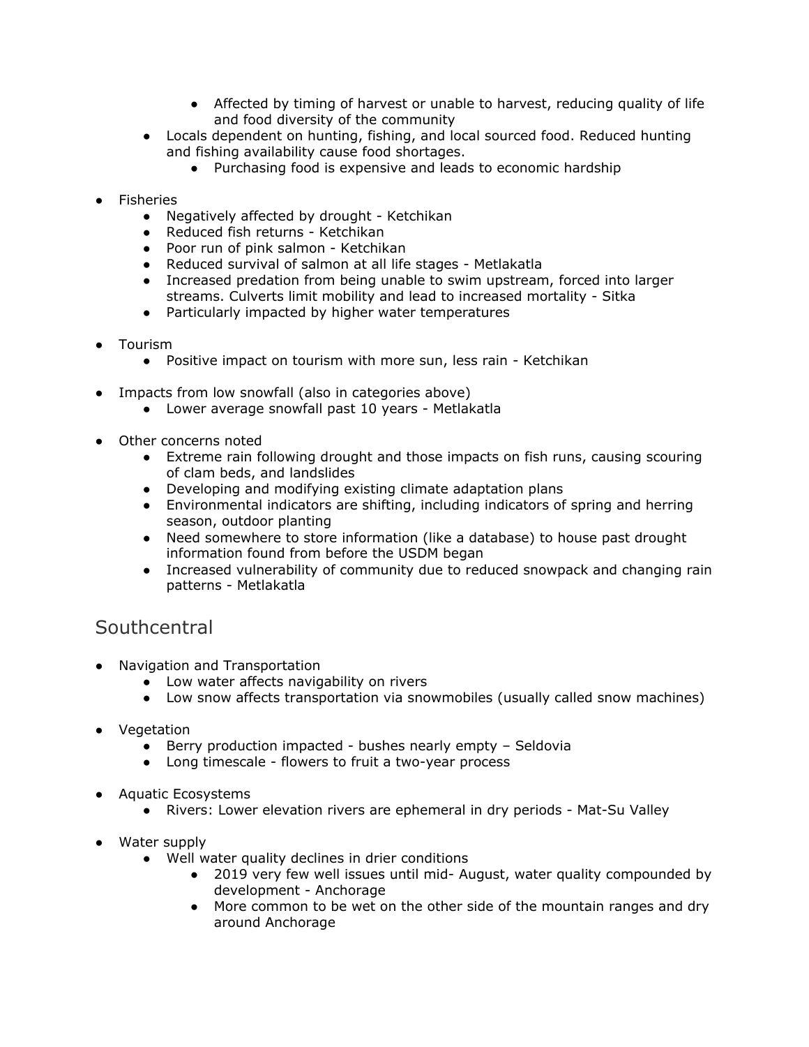- Affected by timing of harvest or unable to harvest, reducing quality of life and food diversity of the community
    - Locals dependent on hunting, fishing, and local sourced food. Reduced hunting and fishing availability cause food shortages.
        - Purchasing food is expensive and leads to economic hardship

- Fisheries
    - Negatively affected by drought - Ketchikan
    - Reduced fish returns - Ketchikan
    - Poor run of pink salmon - Ketchikan
    - Reduced survival of salmon at all life stages - Metlakatla
    - Increased predation from being unable to swim upstream, forced into larger streams. Culverts limit mobility and lead to increased mortality - Sitka
    - Particularly impacted by higher water temperatures

- Tourism
    - Positive impact on tourism with more sun, less rain - Ketchikan

- Impacts from low snowfall (also in categories above)
    - Lower average snowfall past 10 years - Metlakatla

- Other concerns noted
    - Extreme rain following drought and those impacts on fish runs, causing scouring of clam beds, and landslides
    - Developing and modifying existing climate adaptation plans
    - Environmental indicators are shifting, including indicators of spring and herring season, outdoor planting
    - Need somewhere to store information (like a database) to house past drought information found from before the USDM began
    - Increased vulnerability of community due to reduced snowpack and changing rain patterns - Metlakatla

## Southcentral

- Navigation and Transportation
    - Low water affects navigability on rivers
    - Low snow affects transportation via snowmobiles (usually called snow machines)

- Vegetation
    - Berry production impacted - bushes nearly empty – Seldovia
    - Long timescale - flowers to fruit a two-year process

- Aquatic Ecosystems
    - Rivers: Lower elevation rivers are ephemeral in dry periods - Mat-Su Valley

- Water supply
    - Well water quality declines in drier conditions
        - 2019 very few well issues until mid- August, water quality compounded by development - Anchorage
        - More common to be wet on the other side of the mountain ranges and dry around Anchorage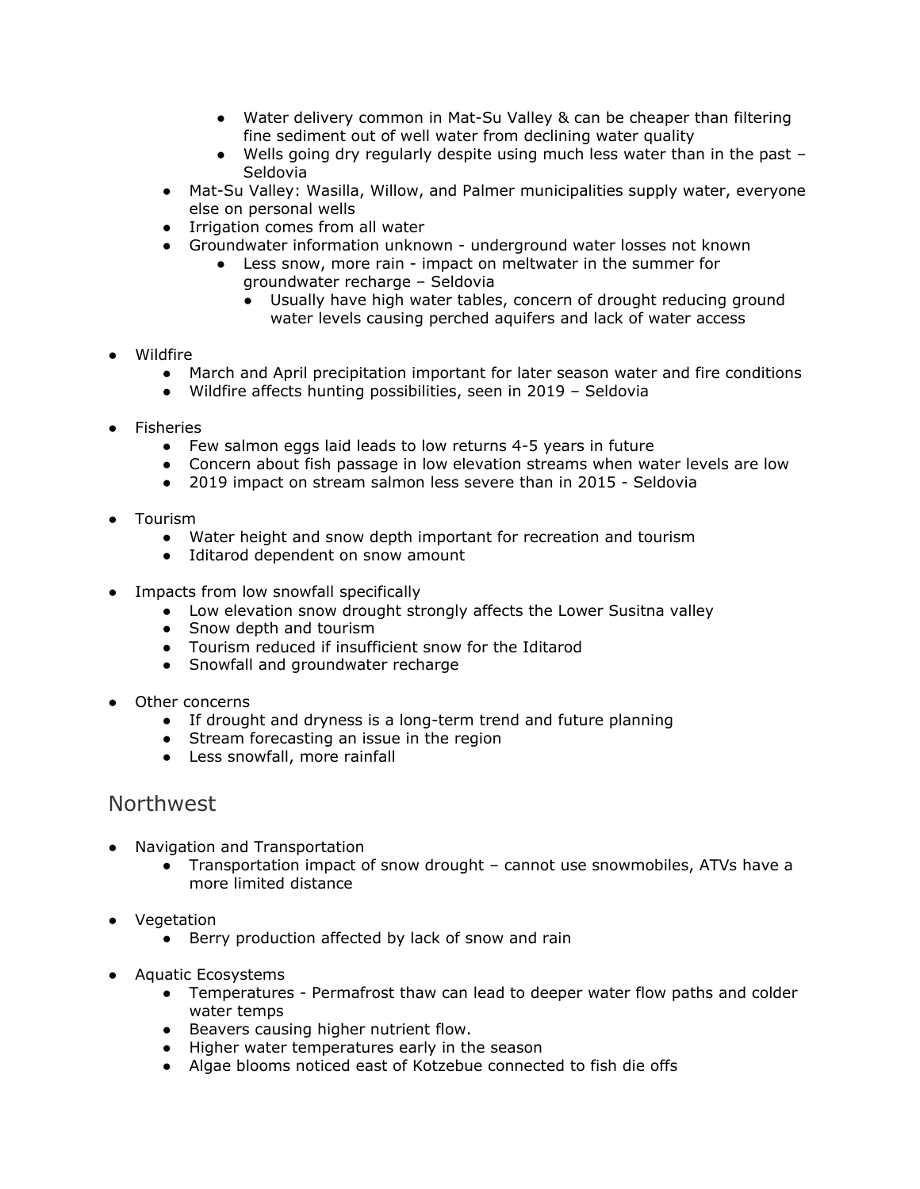- Water delivery common in Mat-Su Valley & can be cheaper than filtering fine sediment out of well water from declining water quality
        - Wells going dry regularly despite using much less water than in the past – Seldovia
    - Mat-Su Valley: Wasilla, Willow, and Palmer municipalities supply water, everyone else on personal wells
    - Irrigation comes from all water
    - Groundwater information unknown - underground water losses not known
        - Less snow, more rain - impact on meltwater in the summer for groundwater recharge – Seldovia
            - Usually have high water tables, concern of drought reducing ground water levels causing perched aquifers and lack of water access

- Wildfire
    - March and April precipitation important for later season water and fire conditions
    - Wildfire affects hunting possibilities, seen in 2019 – Seldovia

- Fisheries
    - Few salmon eggs laid leads to low returns 4-5 years in future
    - Concern about fish passage in low elevation streams when water levels are low
    - 2019 impact on stream salmon less severe than in 2015 - Seldovia

- Tourism
    - Water height and snow depth important for recreation and tourism
    - Iditarod dependent on snow amount

- Impacts from low snowfall specifically
    - Low elevation snow drought strongly affects the Lower Susitna valley
    - Snow depth and tourism
    - Tourism reduced if insufficient snow for the Iditarod
    - Snowfall and groundwater recharge

- Other concerns
    - If drought and dryness is a long-term trend and future planning
    - Stream forecasting an issue in the region
    - Less snowfall, more rainfall

## Northwest

- Navigation and Transportation
    - Transportation impact of snow drought – cannot use snowmobiles, ATVs have a more limited distance

- Vegetation
    - Berry production affected by lack of snow and rain

- Aquatic Ecosystems
    - Temperatures - Permafrost thaw can lead to deeper water flow paths and colder water temps
    - Beavers causing higher nutrient flow.
    - Higher water temperatures early in the season
    - Algae blooms noticed east of Kotzebue connected to fish die offs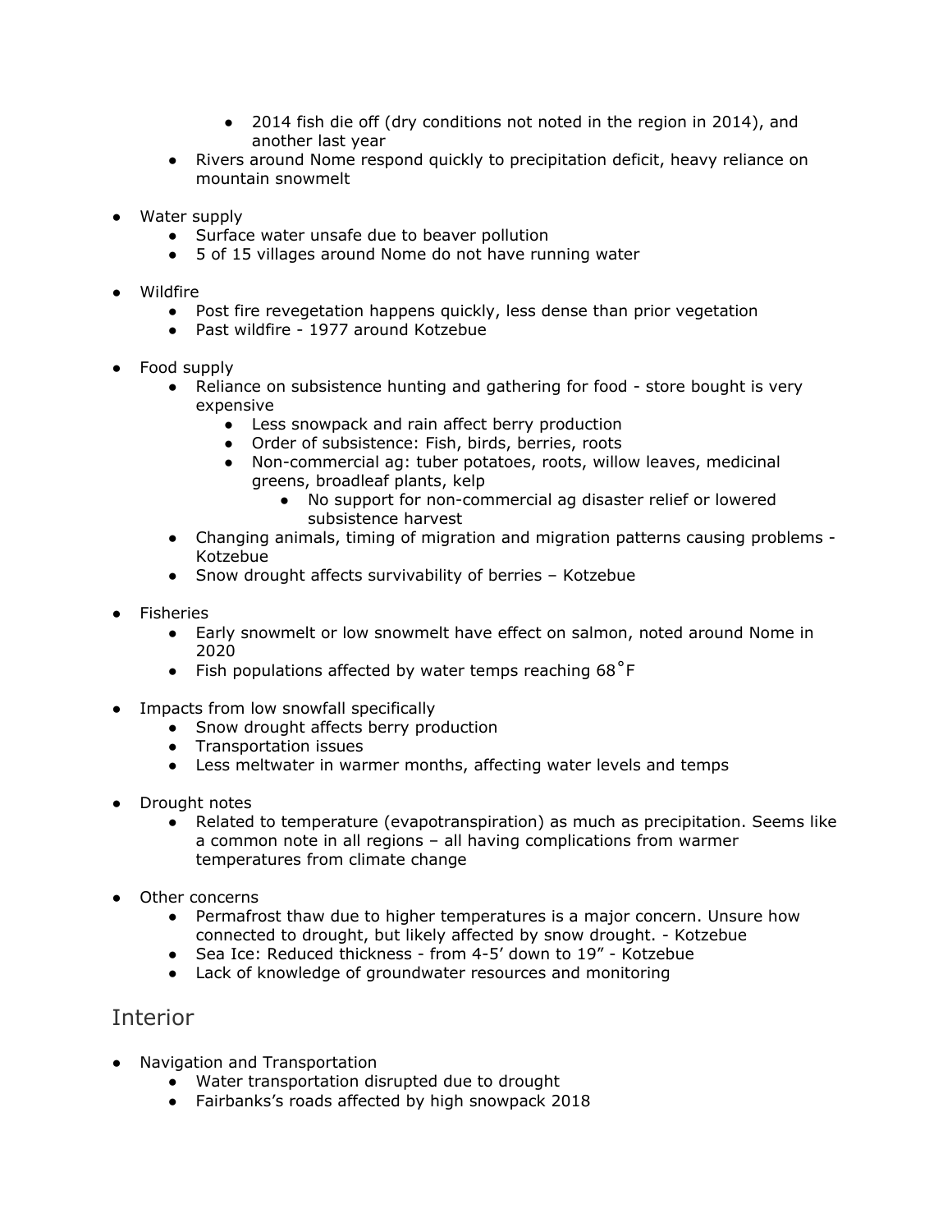- 2014 fish die off (dry conditions not noted in the region in 2014), and another last year
    - Rivers around Nome respond quickly to precipitation deficit, heavy reliance on mountain snowmelt

- Water supply
    - Surface water unsafe due to beaver pollution
    - 5 of 15 villages around Nome do not have running water

- Wildfire
    - Post fire revegetation happens quickly, less dense than prior vegetation
    - Past wildfire - 1977 around Kotzebue

- Food supply
    - Reliance on subsistence hunting and gathering for food - store bought is very expensive
        - Less snowpack and rain affect berry production
        - Order of subsistence: Fish, birds, berries, roots
        - Non-commercial ag: tuber potatoes, roots, willow leaves, medicinal greens, broadleaf plants, kelp
            - No support for non-commercial ag disaster relief or lowered subsistence harvest
    - Changing animals, timing of migration and migration patterns causing problems - Kotzebue
    - Snow drought affects survivability of berries – Kotzebue

- Fisheries
    - Early snowmelt or low snowmelt have effect on salmon, noted around Nome in 2020
    - Fish populations affected by water temps reaching 68˚F

- Impacts from low snowfall specifically
    - Snow drought affects berry production
    - Transportation issues
    - Less meltwater in warmer months, affecting water levels and temps

- Drought notes
    - Related to temperature (evapotranspiration) as much as precipitation. Seems like a common note in all regions – all having complications from warmer temperatures from climate change

- Other concerns
    - Permafrost thaw due to higher temperatures is a major concern. Unsure how connected to drought, but likely affected by snow drought. - Kotzebue
    - Sea Ice: Reduced thickness - from 4-5' down to 19" - Kotzebue
    - Lack of knowledge of groundwater resources and monitoring

## Interior

- Navigation and Transportation
    - Water transportation disrupted due to drought
    - Fairbanks's roads affected by high snowpack 2018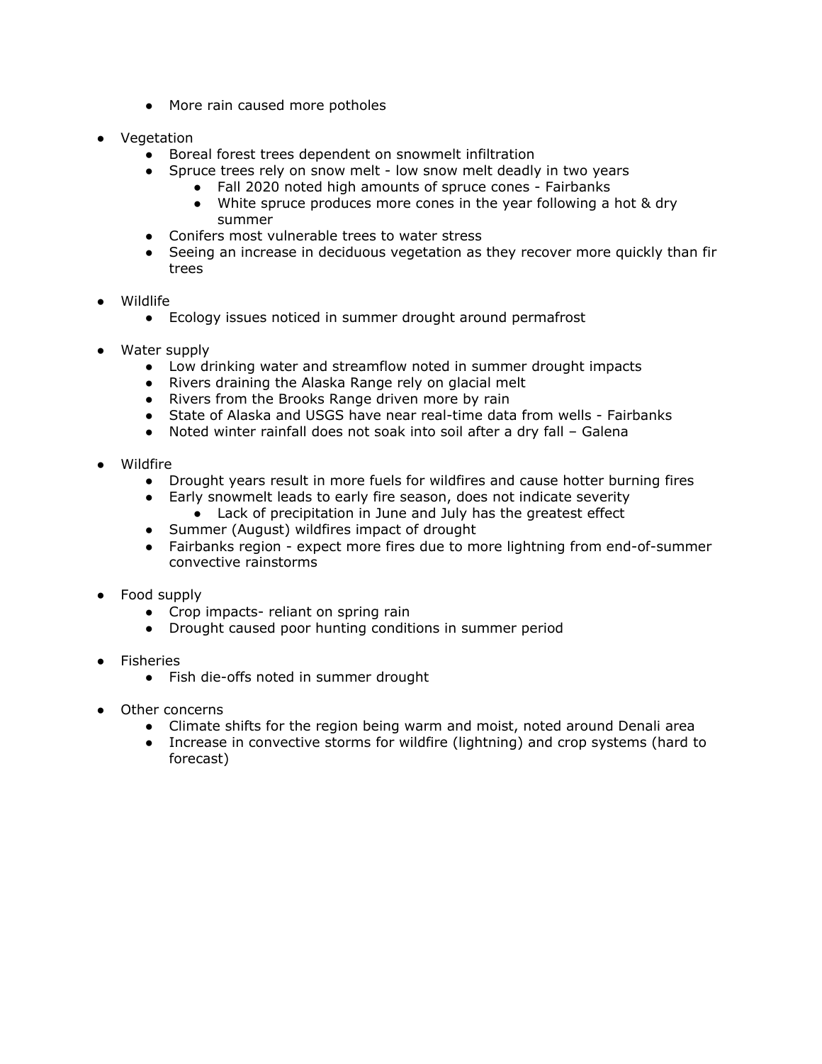- More rain caused more potholes

- Vegetation
  - Boreal forest trees dependent on snowmelt infiltration
  - Spruce trees rely on snow melt - low snow melt deadly in two years
    - Fall 2020 noted high amounts of spruce cones - Fairbanks
    - White spruce produces more cones in the year following a hot & dry summer
  - Conifers most vulnerable trees to water stress
  - Seeing an increase in deciduous vegetation as they recover more quickly than fir trees

- Wildlife
  - Ecology issues noticed in summer drought around permafrost

- Water supply
  - Low drinking water and streamflow noted in summer drought impacts
  - Rivers draining the Alaska Range rely on glacial melt
  - Rivers from the Brooks Range driven more by rain
  - State of Alaska and USGS have near real-time data from wells - Fairbanks
  - Noted winter rainfall does not soak into soil after a dry fall – Galena

- Wildfire
  - Drought years result in more fuels for wildfires and cause hotter burning fires
  - Early snowmelt leads to early fire season, does not indicate severity
    - Lack of precipitation in June and July has the greatest effect
  - Summer (August) wildfires impact of drought
  - Fairbanks region - expect more fires due to more lightning from end-of-summer convective rainstorms

- Food supply
  - Crop impacts- reliant on spring rain
  - Drought caused poor hunting conditions in summer period

- Fisheries
  - Fish die-offs noted in summer drought

- Other concerns
  - Climate shifts for the region being warm and moist, noted around Denali area
  - Increase in convective storms for wildfire (lightning) and crop systems (hard to forecast)